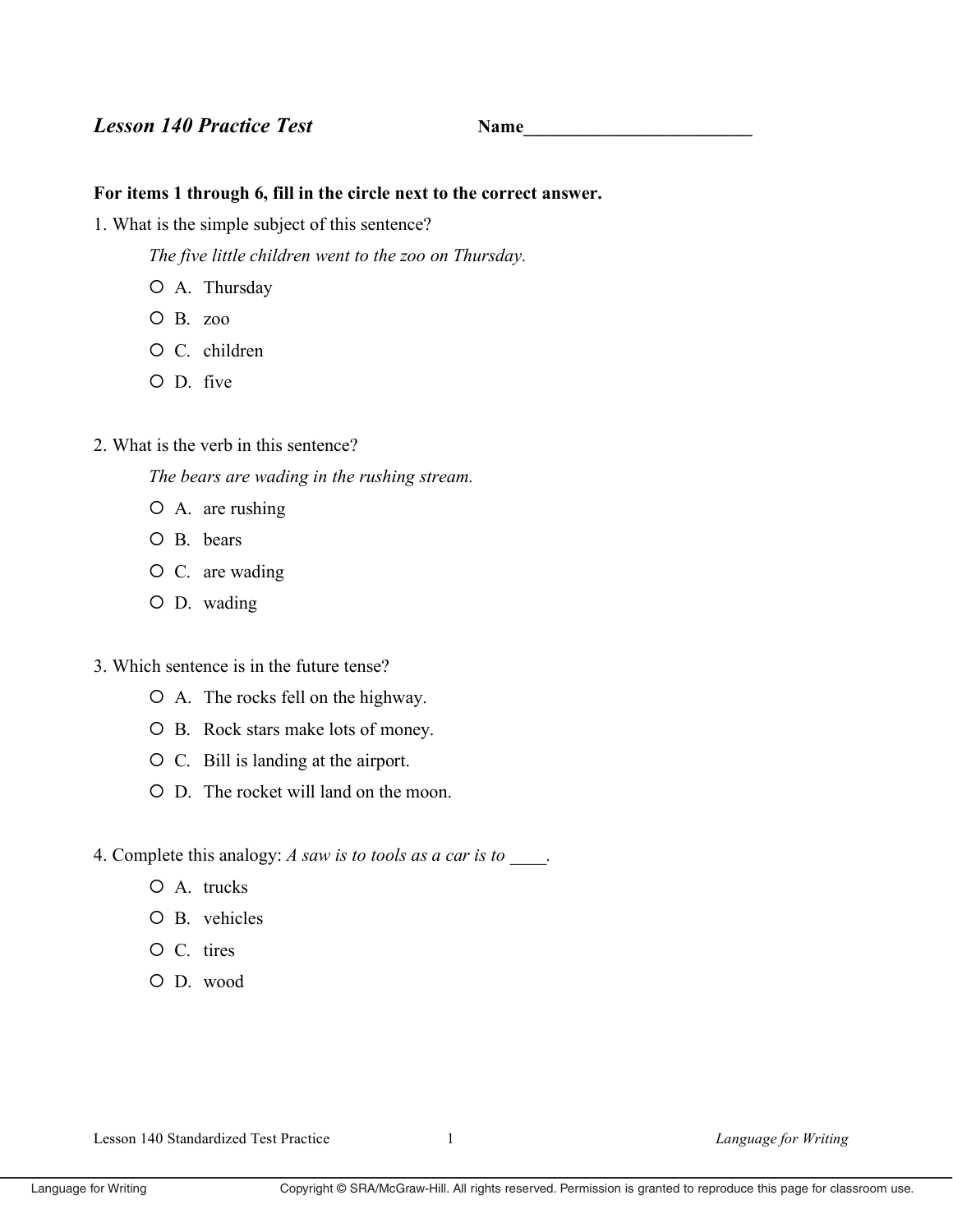## *Lesson 140 Practice Test* **Name\_\_\_\_\_\_\_\_\_\_\_\_\_\_\_\_\_\_\_\_\_\_\_\_\_\_**

**For items 1 through 6, fill in the circle next to the correct answer.**

1. What is the simple subject of this sentence?

   *The five little children went to the zoo on Thursday.*

   - O A. Thursday
   - O B. zoo
   - O C. children
   - O D. five

2. What is the verb in this sentence?

   *The bears are wading in the rushing stream.*

   - O A. are rushing
   - O B. bears
   - O C. are wading
   - O D. wading

3. Which sentence is in the future tense?

   - O A. The rocks fell on the highway.
   - O B. Rock stars make lots of money.
   - O C. Bill is landing at the airport.
   - O D. The rocket will land on the moon.

4. Complete this analogy: *A saw is to tools as a car is to* \_\_\_\_.

   - O A. trucks
   - O B. vehicles
   - O C. tires
   - O D. wood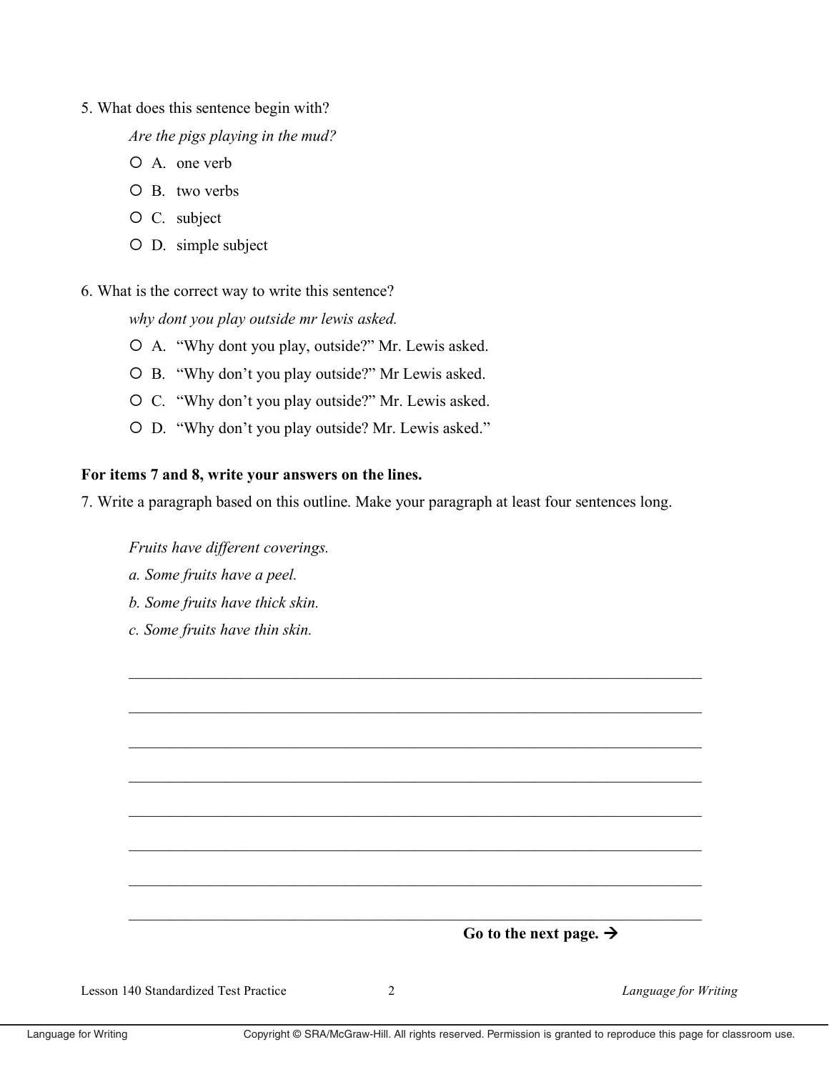5. What does this sentence begin with?

*Are the pigs playing in the mud?*

- ○ A. one verb
- ○ B. two verbs
- ○ C. subject
- ○ D. simple subject

6. What is the correct way to write this sentence?

*why dont you play outside mr lewis asked.*

- ○ A. "Why dont you play, outside?" Mr. Lewis asked.
- ○ B. "Why don't you play outside?" Mr Lewis asked.
- ○ C. "Why don't you play outside?" Mr. Lewis asked.
- ○ D. "Why don't you play outside? Mr. Lewis asked."

**For items 7 and 8, write your answers on the lines.**

7. Write a paragraph based on this outline. Make your paragraph at least four sentences long.

*Fruits have different coverings.*

*a. Some fruits have a peel.*

*b. Some fruits have thick skin.*

*c. Some fruits have thin skin.*

\_\_\_\_\_\_\_\_\_\_\_\_\_\_\_\_\_\_\_\_\_\_\_\_\_\_\_\_\_\_\_\_\_\_\_\_\_\_\_\_\_\_\_\_\_\_\_\_\_\_\_\_\_\_\_\_\_\_\_\_\_\_\_\_\_\_\_\_

\_\_\_\_\_\_\_\_\_\_\_\_\_\_\_\_\_\_\_\_\_\_\_\_\_\_\_\_\_\_\_\_\_\_\_\_\_\_\_\_\_\_\_\_\_\_\_\_\_\_\_\_\_\_\_\_\_\_\_\_\_\_\_\_\_\_\_\_

\_\_\_\_\_\_\_\_\_\_\_\_\_\_\_\_\_\_\_\_\_\_\_\_\_\_\_\_\_\_\_\_\_\_\_\_\_\_\_\_\_\_\_\_\_\_\_\_\_\_\_\_\_\_\_\_\_\_\_\_\_\_\_\_\_\_\_\_

\_\_\_\_\_\_\_\_\_\_\_\_\_\_\_\_\_\_\_\_\_\_\_\_\_\_\_\_\_\_\_\_\_\_\_\_\_\_\_\_\_\_\_\_\_\_\_\_\_\_\_\_\_\_\_\_\_\_\_\_\_\_\_\_\_\_\_\_

\_\_\_\_\_\_\_\_\_\_\_\_\_\_\_\_\_\_\_\_\_\_\_\_\_\_\_\_\_\_\_\_\_\_\_\_\_\_\_\_\_\_\_\_\_\_\_\_\_\_\_\_\_\_\_\_\_\_\_\_\_\_\_\_\_\_\_\_

\_\_\_\_\_\_\_\_\_\_\_\_\_\_\_\_\_\_\_\_\_\_\_\_\_\_\_\_\_\_\_\_\_\_\_\_\_\_\_\_\_\_\_\_\_\_\_\_\_\_\_\_\_\_\_\_\_\_\_\_\_\_\_\_\_\_\_\_

\_\_\_\_\_\_\_\_\_\_\_\_\_\_\_\_\_\_\_\_\_\_\_\_\_\_\_\_\_\_\_\_\_\_\_\_\_\_\_\_\_\_\_\_\_\_\_\_\_\_\_\_\_\_\_\_\_\_\_\_\_\_\_\_\_\_\_\_

\_\_\_\_\_\_\_\_\_\_\_\_\_\_\_\_\_\_\_\_\_\_\_\_\_\_\_\_\_\_\_\_\_\_\_\_\_\_\_\_\_\_\_\_\_\_\_\_\_\_\_\_\_\_\_\_\_\_\_\_\_\_\_\_\_\_\_\_

**Go to the next page. →**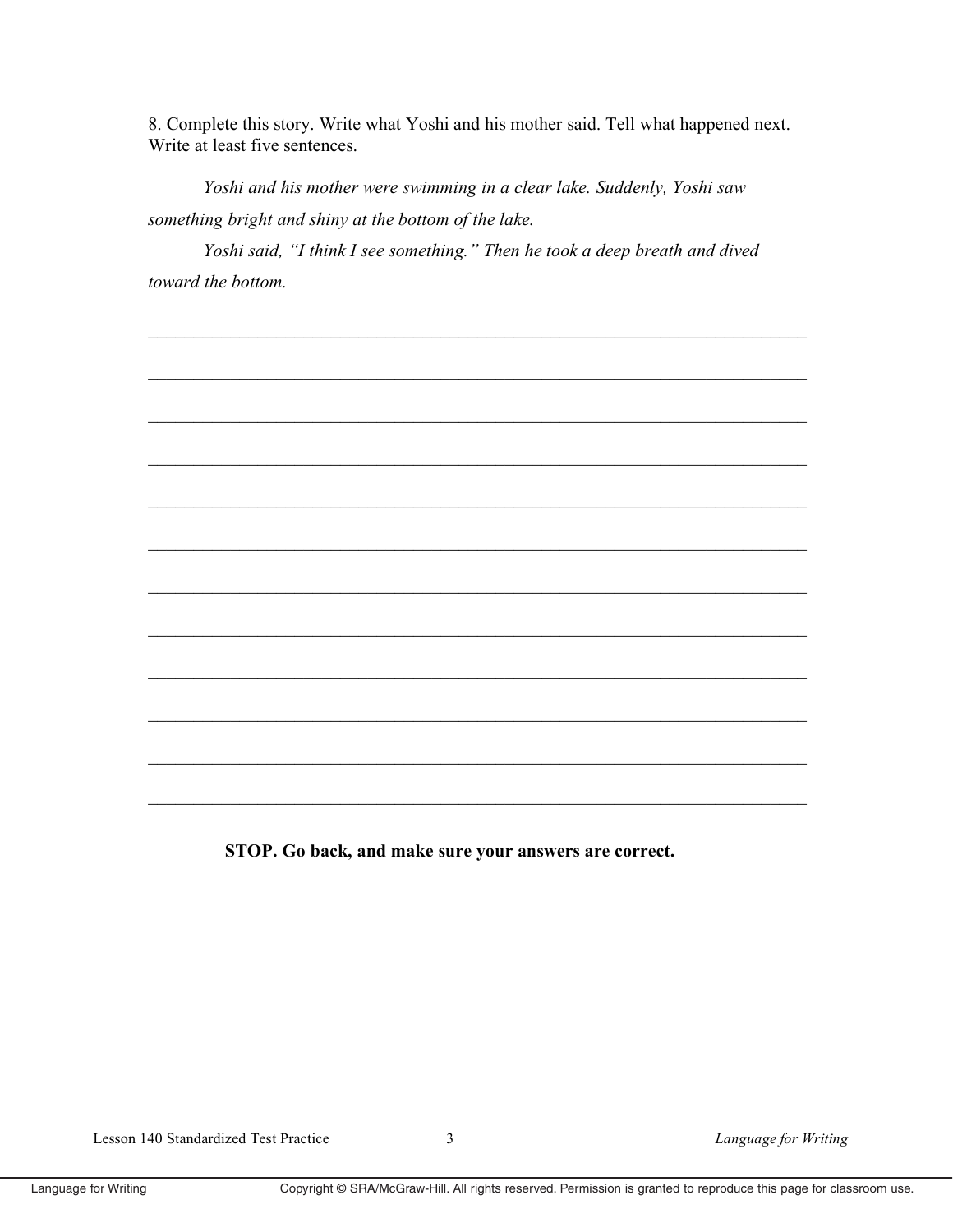8. Complete this story. Write what Yoshi and his mother said. Tell what happened next. Write at least five sentences.

*Yoshi and his mother were swimming in a clear lake. Suddenly, Yoshi saw something bright and shiny at the bottom of the lake.*

*Yoshi said, "I think I see something." Then he took a deep breath and dived toward the bottom.*

\_\_\_\_\_\_\_\_\_\_\_\_\_\_\_\_\_\_\_\_\_\_\_\_\_\_\_\_\_\_\_\_\_\_\_\_\_\_\_\_\_\_\_\_\_\_\_\_\_\_\_\_\_\_\_\_\_\_\_\_\_\_\_\_\_\_\_\_\_\_

\_\_\_\_\_\_\_\_\_\_\_\_\_\_\_\_\_\_\_\_\_\_\_\_\_\_\_\_\_\_\_\_\_\_\_\_\_\_\_\_\_\_\_\_\_\_\_\_\_\_\_\_\_\_\_\_\_\_\_\_\_\_\_\_\_\_\_\_\_\_

\_\_\_\_\_\_\_\_\_\_\_\_\_\_\_\_\_\_\_\_\_\_\_\_\_\_\_\_\_\_\_\_\_\_\_\_\_\_\_\_\_\_\_\_\_\_\_\_\_\_\_\_\_\_\_\_\_\_\_\_\_\_\_\_\_\_\_\_\_\_

\_\_\_\_\_\_\_\_\_\_\_\_\_\_\_\_\_\_\_\_\_\_\_\_\_\_\_\_\_\_\_\_\_\_\_\_\_\_\_\_\_\_\_\_\_\_\_\_\_\_\_\_\_\_\_\_\_\_\_\_\_\_\_\_\_\_\_\_\_\_

\_\_\_\_\_\_\_\_\_\_\_\_\_\_\_\_\_\_\_\_\_\_\_\_\_\_\_\_\_\_\_\_\_\_\_\_\_\_\_\_\_\_\_\_\_\_\_\_\_\_\_\_\_\_\_\_\_\_\_\_\_\_\_\_\_\_\_\_\_\_

\_\_\_\_\_\_\_\_\_\_\_\_\_\_\_\_\_\_\_\_\_\_\_\_\_\_\_\_\_\_\_\_\_\_\_\_\_\_\_\_\_\_\_\_\_\_\_\_\_\_\_\_\_\_\_\_\_\_\_\_\_\_\_\_\_\_\_\_\_\_

\_\_\_\_\_\_\_\_\_\_\_\_\_\_\_\_\_\_\_\_\_\_\_\_\_\_\_\_\_\_\_\_\_\_\_\_\_\_\_\_\_\_\_\_\_\_\_\_\_\_\_\_\_\_\_\_\_\_\_\_\_\_\_\_\_\_\_\_\_\_

\_\_\_\_\_\_\_\_\_\_\_\_\_\_\_\_\_\_\_\_\_\_\_\_\_\_\_\_\_\_\_\_\_\_\_\_\_\_\_\_\_\_\_\_\_\_\_\_\_\_\_\_\_\_\_\_\_\_\_\_\_\_\_\_\_\_\_\_\_\_

\_\_\_\_\_\_\_\_\_\_\_\_\_\_\_\_\_\_\_\_\_\_\_\_\_\_\_\_\_\_\_\_\_\_\_\_\_\_\_\_\_\_\_\_\_\_\_\_\_\_\_\_\_\_\_\_\_\_\_\_\_\_\_\_\_\_\_\_\_\_

\_\_\_\_\_\_\_\_\_\_\_\_\_\_\_\_\_\_\_\_\_\_\_\_\_\_\_\_\_\_\_\_\_\_\_\_\_\_\_\_\_\_\_\_\_\_\_\_\_\_\_\_\_\_\_\_\_\_\_\_\_\_\_\_\_\_\_\_\_\_

\_\_\_\_\_\_\_\_\_\_\_\_\_\_\_\_\_\_\_\_\_\_\_\_\_\_\_\_\_\_\_\_\_\_\_\_\_\_\_\_\_\_\_\_\_\_\_\_\_\_\_\_\_\_\_\_\_\_\_\_\_\_\_\_\_\_\_\_\_\_

\_\_\_\_\_\_\_\_\_\_\_\_\_\_\_\_\_\_\_\_\_\_\_\_\_\_\_\_\_\_\_\_\_\_\_\_\_\_\_\_\_\_\_\_\_\_\_\_\_\_\_\_\_\_\_\_\_\_\_\_\_\_\_\_\_\_\_\_\_\_

**STOP. Go back, and make sure your answers are correct.**